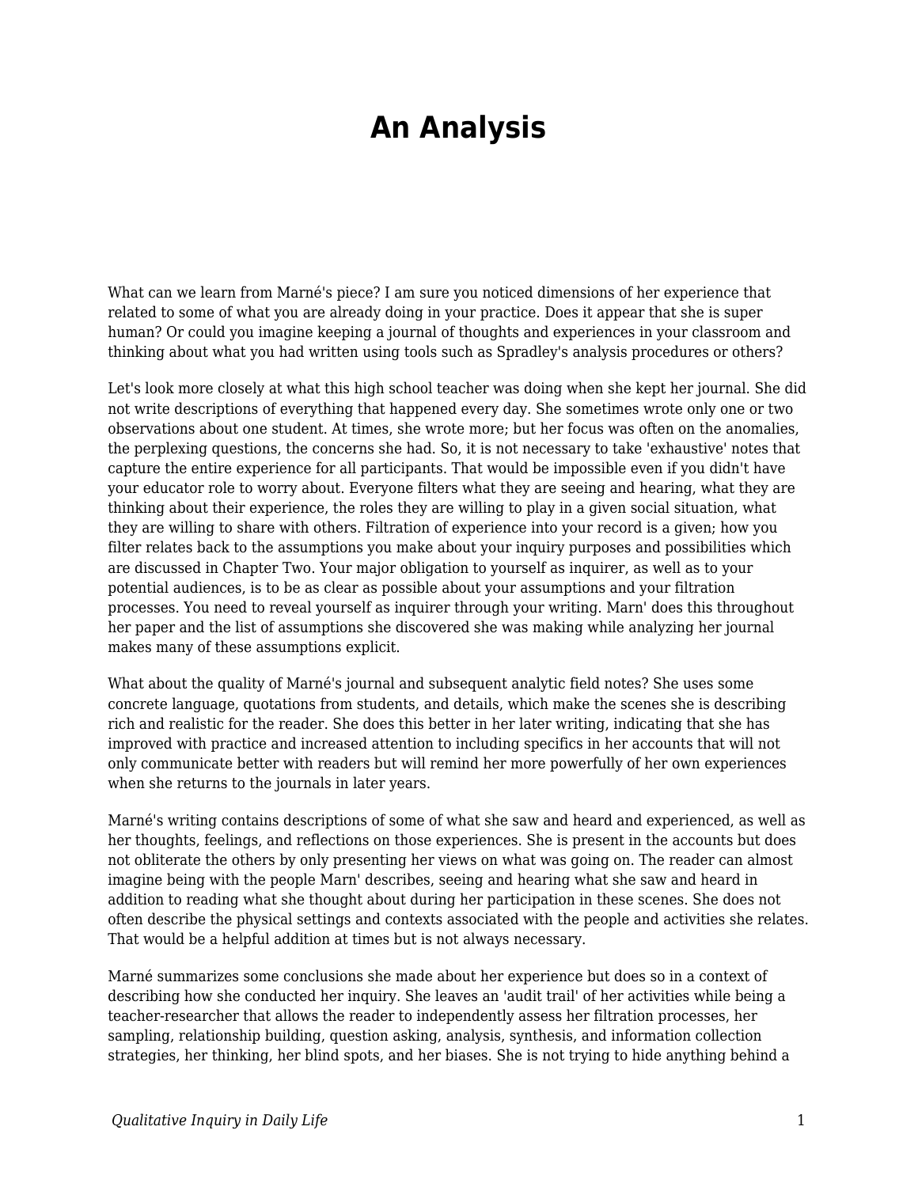# An Analysis

What can we learn from Marné's piece? I am sure you noticed dimensions of her experience that related to some of what you are already doing in your practice. Does it appear that she is super human? Or could you imagine keeping a journal of thoughts and experiences in your classroom and thinking about what you had written using tools such as Spradley's analysis procedures or others?

Let's look more closely at what this high school teacher was doing when she kept her journal. She did not write descriptions of everything that happened every day. She sometimes wrote only one or two observations about one student. At times, she wrote more; but her focus was often on the anomalies, the perplexing questions, the concerns she had. So, it is not necessary to take 'exhaustive' notes that capture the entire experience for all participants. That would be impossible even if you didn't have your educator role to worry about. Everyone filters what they are seeing and hearing, what they are thinking about their experience, the roles they are willing to play in a given social situation, what they are willing to share with others. Filtration of experience into your record is a given; how you filter relates back to the assumptions you make about your inquiry purposes and possibilities which are discussed in Chapter Two. Your major obligation to yourself as inquirer, as well as to your potential audiences, is to be as clear as possible about your assumptions and your filtration processes. You need to reveal yourself as inquirer through your writing. Marn' does this throughout her paper and the list of assumptions she discovered she was making while analyzing her journal makes many of these assumptions explicit.

What about the quality of Marné's journal and subsequent analytic field notes? She uses some concrete language, quotations from students, and details, which make the scenes she is describing rich and realistic for the reader. She does this better in her later writing, indicating that she has improved with practice and increased attention to including specifics in her accounts that will not only communicate better with readers but will remind her more powerfully of her own experiences when she returns to the journals in later years.

Marné's writing contains descriptions of some of what she saw and heard and experienced, as well as her thoughts, feelings, and reflections on those experiences. She is present in the accounts but does not obliterate the others by only presenting her views on what was going on. The reader can almost imagine being with the people Marn' describes, seeing and hearing what she saw and heard in addition to reading what she thought about during her participation in these scenes. She does not often describe the physical settings and contexts associated with the people and activities she relates. That would be a helpful addition at times but is not always necessary.

Marné summarizes some conclusions she made about her experience but does so in a context of describing how she conducted her inquiry. She leaves an 'audit trail' of her activities while being a teacher-researcher that allows the reader to independently assess her filtration processes, her sampling, relationship building, question asking, analysis, synthesis, and information collection strategies, her thinking, her blind spots, and her biases. She is not trying to hide anything behind a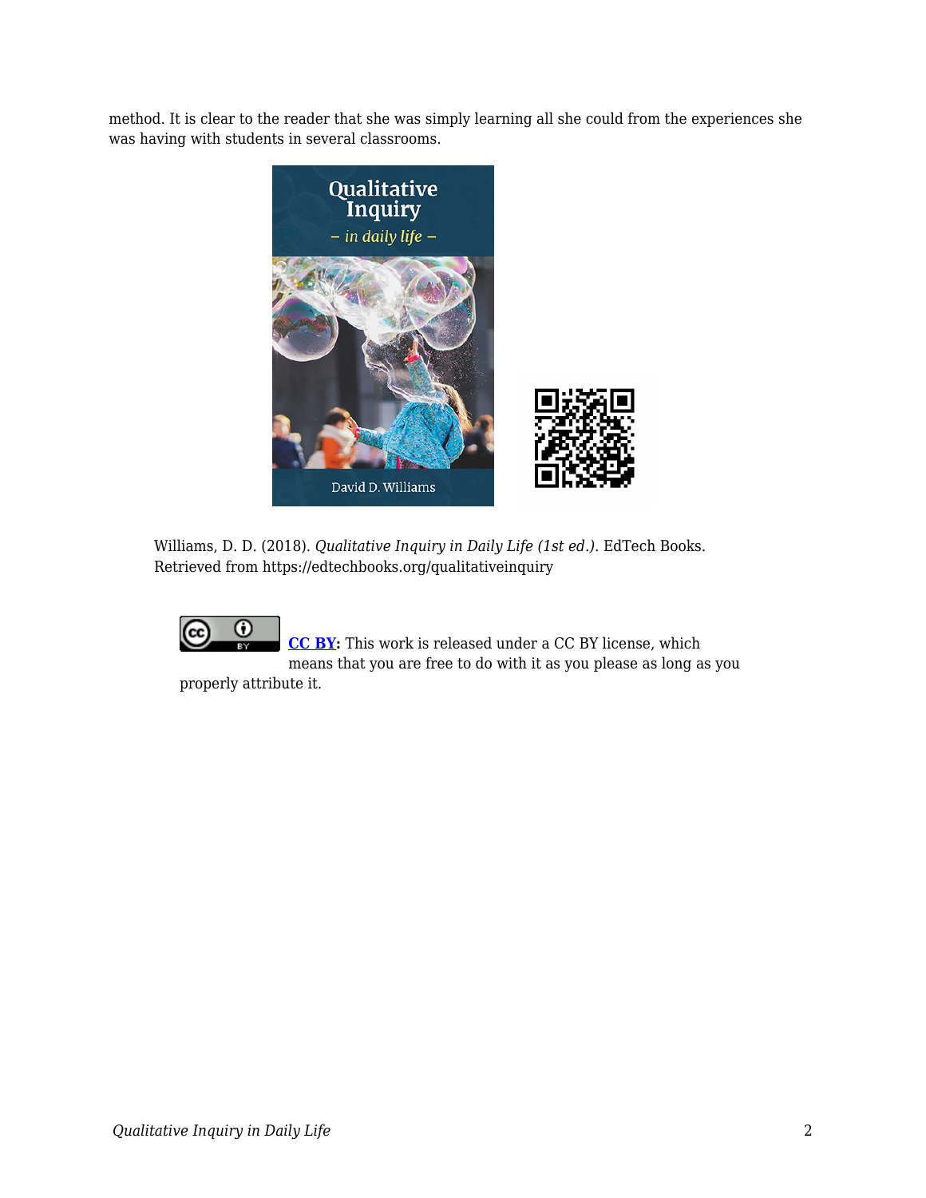method. It is clear to the reader that she was simply learning all she could from the experiences she was having with students in several classrooms.

Williams, D. D. (2018). *Qualitative Inquiry in Daily Life (1st ed.)*. EdTech Books. Retrieved from https://edtechbooks.org/qualitativeinquiry

**CC BY:** This work is released under a CC BY license, which means that you are free to do with it as you please as long as you properly attribute it.